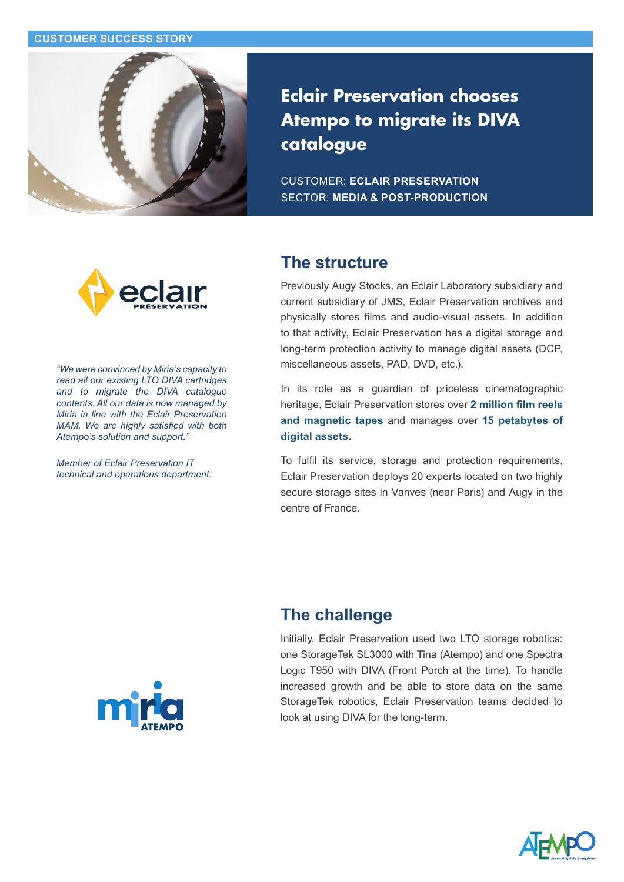CUSTOMER SUCCESS STORY

# Eclair Preservation chooses Atempo to migrate its DIVA catalogue

CUSTOMER: **ECLAIR PRESERVATION**
SECTOR: **MEDIA & POST-PRODUCTION**

*"We were convinced by Miria's capacity to read all our existing LTO DIVA cartridges and to migrate the DIVA catalogue contents. All our data is now managed by Miria in line with the Eclair Preservation MAM. We are highly satisfied with both Atempo's solution and support."*

*Member of Eclair Preservation IT technical and operations department.*

## The structure

Previously Augy Stocks, an Eclair Laboratory subsidiary and current subsidiary of JMS, Eclair Preservation archives and physically stores films and audio-visual assets. In addition to that activity, Eclair Preservation has a digital storage and long-term protection activity to manage digital assets (DCP, miscellaneous assets, PAD, DVD, etc.).

In its role as a guardian of priceless cinematographic heritage, Eclair Preservation stores over **2 million film reels and magnetic tapes** and manages over **15 petabytes of digital assets.**

To fulfil its service, storage and protection requirements, Eclair Preservation deploys 20 experts located on two highly secure storage sites in Vanves (near Paris) and Augy in the centre of France.

## The challenge

Initially, Eclair Preservation used two LTO storage robotics: one StorageTek SL3000 with Tina (Atempo) and one Spectra Logic T950 with DIVA (Front Porch at the time). To handle increased growth and be able to store data on the same StorageTek robotics, Eclair Preservation teams decided to look at using DIVA for the long-term.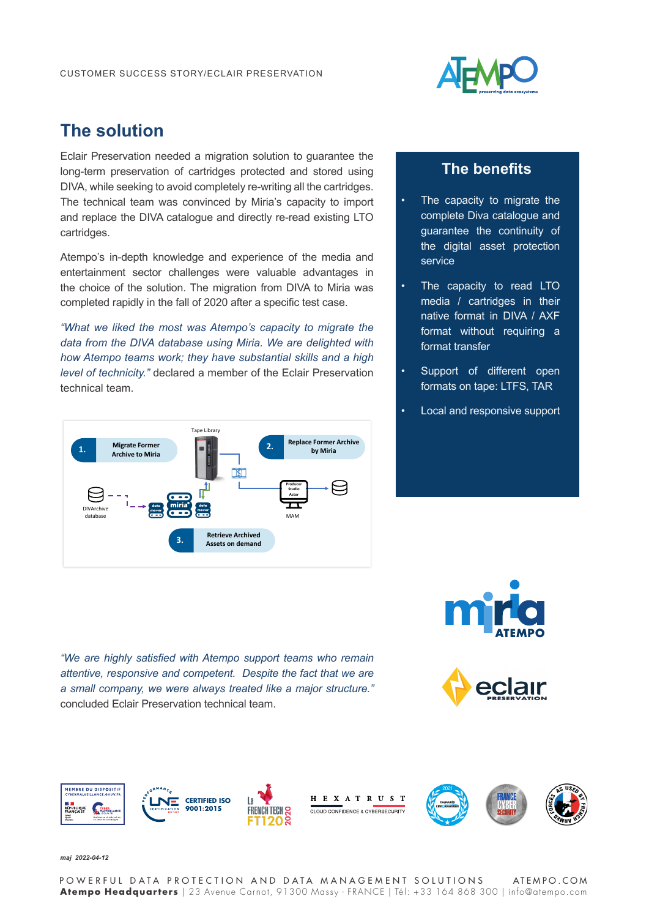## The solution

Eclair Preservation needed a migration solution to guarantee the long-term preservation of cartridges protected and stored using DIVA, while seeking to avoid completely re-writing all the cartridges. The technical team was convinced by Miria's capacity to import and replace the DIVA catalogue and directly re-read existing LTO cartridges.

Atempo's in-depth knowledge and experience of the media and entertainment sector challenges were valuable advantages in the choice of the solution. The migration from DIVA to Miria was completed rapidly in the fall of 2020 after a specific test case.

*"What we liked the most was Atempo's capacity to migrate the data from the DIVA database using Miria. We are delighted with how Atempo teams work; they have substantial skills and a high level of technicity."* declared a member of the Eclair Preservation technical team.

Tape Library

1. Migrate Former Archive to Miria

2. Replace Former Archive by Miria

3. Retrieve Archived Assets on demand

DIVArchive database

data mover

miria

data mover

Producer Studio Actor

MAM

*"We are highly satisfied with Atempo support teams who remain attentive, responsive and competent. Despite the fact that we are a small company, we were always treated like a major structure."* concluded Eclair Preservation technical team.

## The benefits

- The capacity to migrate the complete Diva catalogue and guarantee the continuity of the digital asset protection service
- The capacity to read LTO media / cartridges in their native format in DIVA / AXF format without requiring a format transfer
- Support of different open formats on tape: LTFS, TAR
- Local and responsive support

CERTIFIED ISO 9001:2015

HEXATRUST CLOUD CONFIDENCE & CYBERSECURITY

*maj 2022-04-12*

POWERFUL DATA PROTECTION AND DATA MANAGEMENT SOLUTIONS ATEMPO.COM

**Atempo Headquarters** | 23 Avenue Carnot, 91300 Massy - FRANCE | Tél: +33 164 868 300 | info@atempo.com